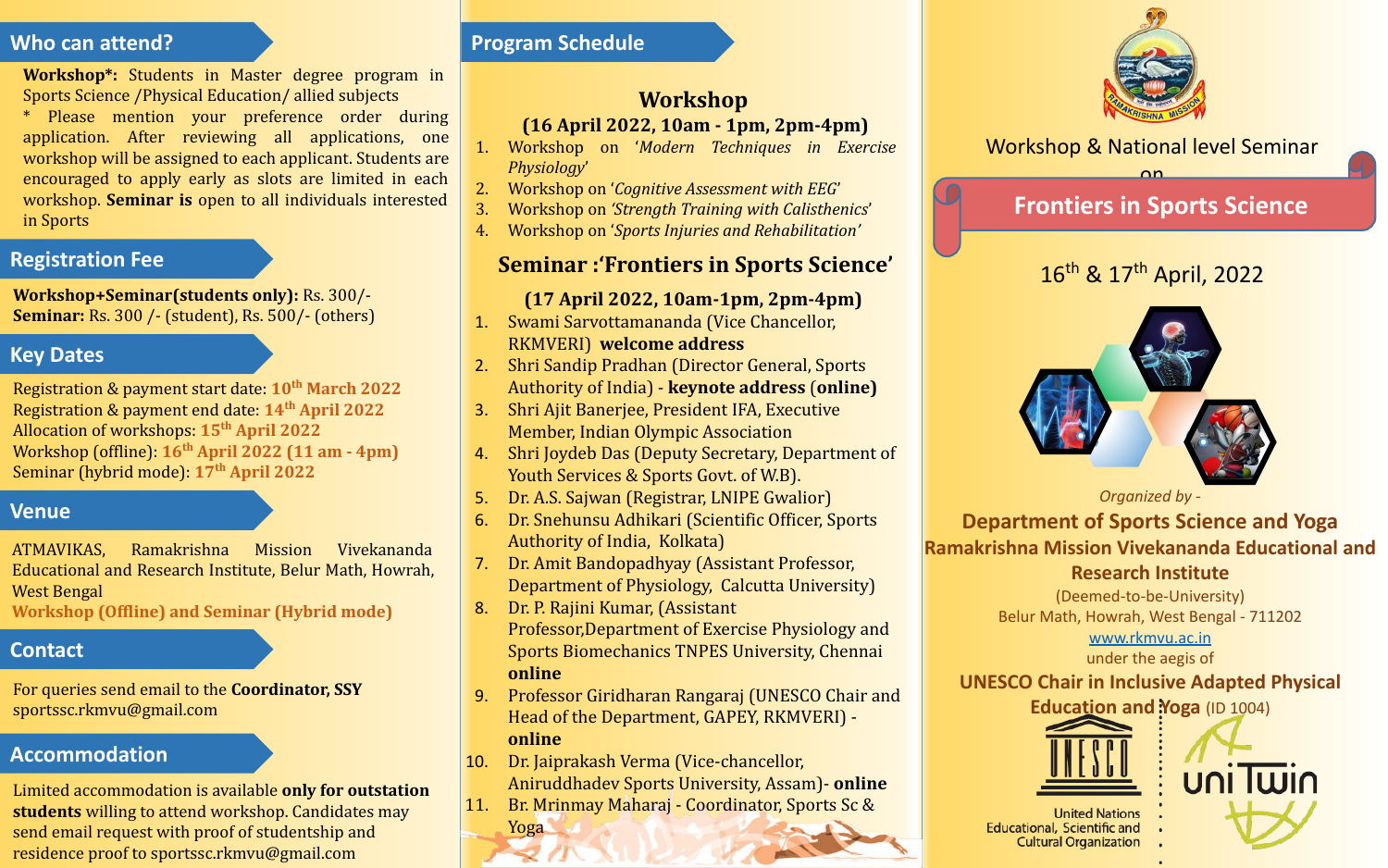## Who can attend?

**Workshop*:** Students in Master degree program in Sports Science /Physical Education/ allied subjects

* Please mention your preference order during application. After reviewing all applications, one workshop will be assigned to each applicant. Students are encouraged to apply early as slots are limited in each workshop. **Seminar is** open to all individuals interested in Sports

## Registration Fee

**Workshop+Seminar(students only):** Rs. 300/-
**Seminar:** Rs. 300 /- (student), Rs. 500/- (others)

## Key Dates

Registration & payment start date: **10th March 2022**
Registration & payment end date: **14th April 2022**
Allocation of workshops: **15th April 2022**
Workshop (offline): **16th April 2022 (11 am - 4pm)**
Seminar (hybrid mode): **17th April 2022**

## Venue

ATMAVIKAS, Ramakrishna Mission Vivekananda Educational and Research Institute, Belur Math, Howrah, West Bengal
**Workshop (Offline) and Seminar (Hybrid mode)**

## Contact

For queries send email to the **Coordinator, SSY**
sportssc.rkmvu@gmail.com

## Accommodation

Limited accommodation is available **only for outstation students** willing to attend workshop. Candidates may send email request with proof of studentship and residence proof to sportssc.rkmvu@gmail.com

## Program Schedule

### Workshop

**(16 April 2022, 10am - 1pm, 2pm-4pm)**

1. Workshop on '*Modern Techniques in Exercise Physiology*'
2. Workshop on '*Cognitive Assessment with EEG*'
3. Workshop on *'Strength Training with Calisthenics*'
4. Workshop on '*Sports Injuries and Rehabilitation'*

### Seminar :'Frontiers in Sports Science'

**(17 April 2022, 10am-1pm, 2pm-4pm)**

1. Swami Sarvottamananda (Vice Chancellor, RKMVERI) **welcome address**
2. Shri Sandip Pradhan (Director General, Sports Authority of India) - **keynote address** (**online)**
3. Shri Ajit Banerjee, President IFA, Executive Member, Indian Olympic Association
4. Shri Joydeb Das (Deputy Secretary, Department of Youth Services & Sports Govt. of W.B).
5. Dr. A.S. Sajwan (Registrar, LNIPE Gwalior)
6. Dr. Snehunsu Adhikari (Scientific Officer, Sports Authority of India, Kolkata)
7. Dr. Amit Bandopadhyay (Assistant Professor, Department of Physiology, Calcutta University)
8. Dr. P. Rajini Kumar, (Assistant Professor,Department of Exercise Physiology and Sports Biomechanics TNPES University, Chennai **online**
9. Professor Giridharan Rangaraj (UNESCO Chair and Head of the Department, GAPEY, RKMVERI) - **online**
10. Dr. Jaiprakash Verma (Vice-chancellor, Aniruddhadev Sports University, Assam)- **online**
11. Br. Mrinmay Maharaj - Coordinator, Sports Sc & Yoga

Workshop & National level Seminar on

# Frontiers in Sports Science

16th & 17th April, 2022

*Organized by -*

**Department of Sports Science and Yoga**
**Ramakrishna Mission Vivekananda Educational and Research Institute**
(Deemed-to-be-University)
Belur Math, Howrah, West Bengal - 711202
www.rkmvu.ac.in
under the aegis of
**UNESCO Chair in Inclusive Adapted Physical Education and Yoga** (ID 1004)

United Nations Educational, Scientific and Cultural Organization

uniTwin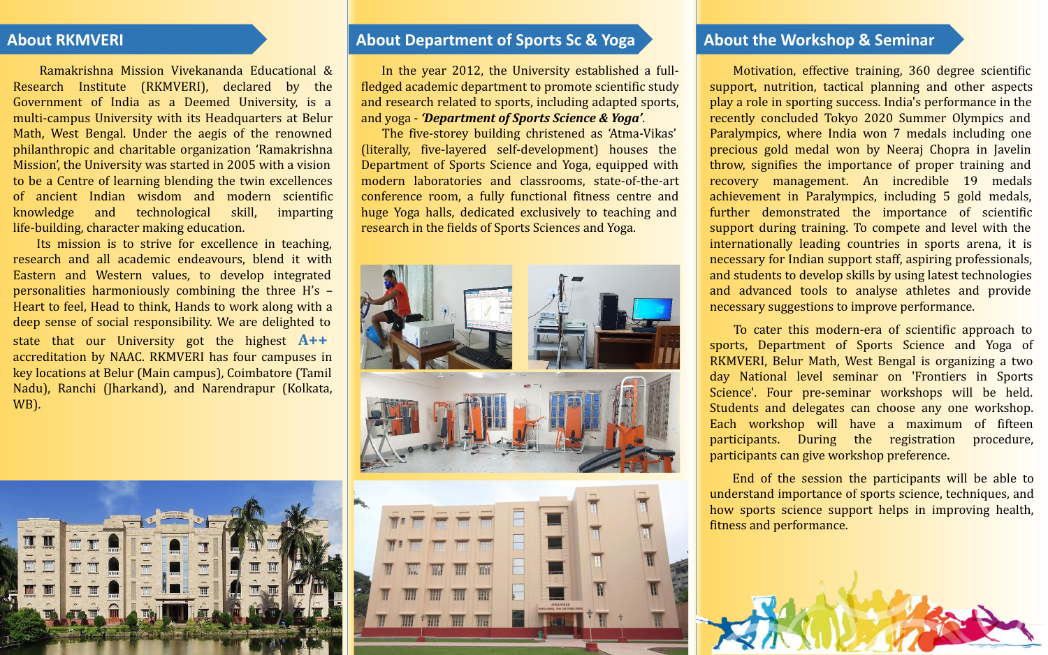## About RKMVERI

Ramakrishna Mission Vivekananda Educational & Research Institute (RKMVERI), declared by the Government of India as a Deemed University, is a multi-campus University with its Headquarters at Belur Math, West Bengal. Under the aegis of the renowned philanthropic and charitable organization 'Ramakrishna Mission', the University was started in 2005 with a vision to be a Centre of learning blending the twin excellences of ancient Indian wisdom and modern scientific knowledge and technological skill, imparting life-building, character making education.

Its mission is to strive for excellence in teaching, research and all academic endeavours, blend it with Eastern and Western values, to develop integrated personalities harmoniously combining the three H's – Heart to feel, Head to think, Hands to work along with a deep sense of social responsibility. We are delighted to state that our University got the highest **A++** accreditation by NAAC. RKMVERI has four campuses in key locations at Belur (Main campus), Coimbatore (Tamil Nadu), Ranchi (Jharkand), and Narendrapur (Kolkata, WB).

## About Department of Sports Sc & Yoga

In the year 2012, the University established a full-fledged academic department to promote scientific study and research related to sports, including adapted sports, and yoga - ***'Department of Sports Science & Yoga'***.

The five-storey building christened as 'Atma-Vikas' (literally, five-layered self-development) houses the Department of Sports Science and Yoga, equipped with modern laboratories and classrooms, state-of-the-art conference room, a fully functional fitness centre and huge Yoga halls, dedicated exclusively to teaching and research in the fields of Sports Sciences and Yoga.

## About the Workshop & Seminar

Motivation, effective training, 360 degree scientific support, nutrition, tactical planning and other aspects play a role in sporting success. India's performance in the recently concluded Tokyo 2020 Summer Olympics and Paralympics, where India won 7 medals including one precious gold medal won by Neeraj Chopra in Javelin throw, signifies the importance of proper training and recovery management. An incredible 19 medals achievement in Paralympics, including 5 gold medals, further demonstrated the importance of scientific support during training. To compete and level with the internationally leading countries in sports arena, it is necessary for Indian support staff, aspiring professionals, and students to develop skills by using latest technologies and advanced tools to analyse athletes and provide necessary suggestions to improve performance.

To cater this modern-era of scientific approach to sports, Department of Sports Science and Yoga of RKMVERI, Belur Math, West Bengal is organizing a two day National level seminar on 'Frontiers in Sports Science'. Four pre-seminar workshops will be held. Students and delegates can choose any one workshop. Each workshop will have a maximum of fifteen participants. During the registration procedure, participants can give workshop preference.

End of the session the participants will be able to understand importance of sports science, techniques, and how sports science support helps in improving health, fitness and performance.